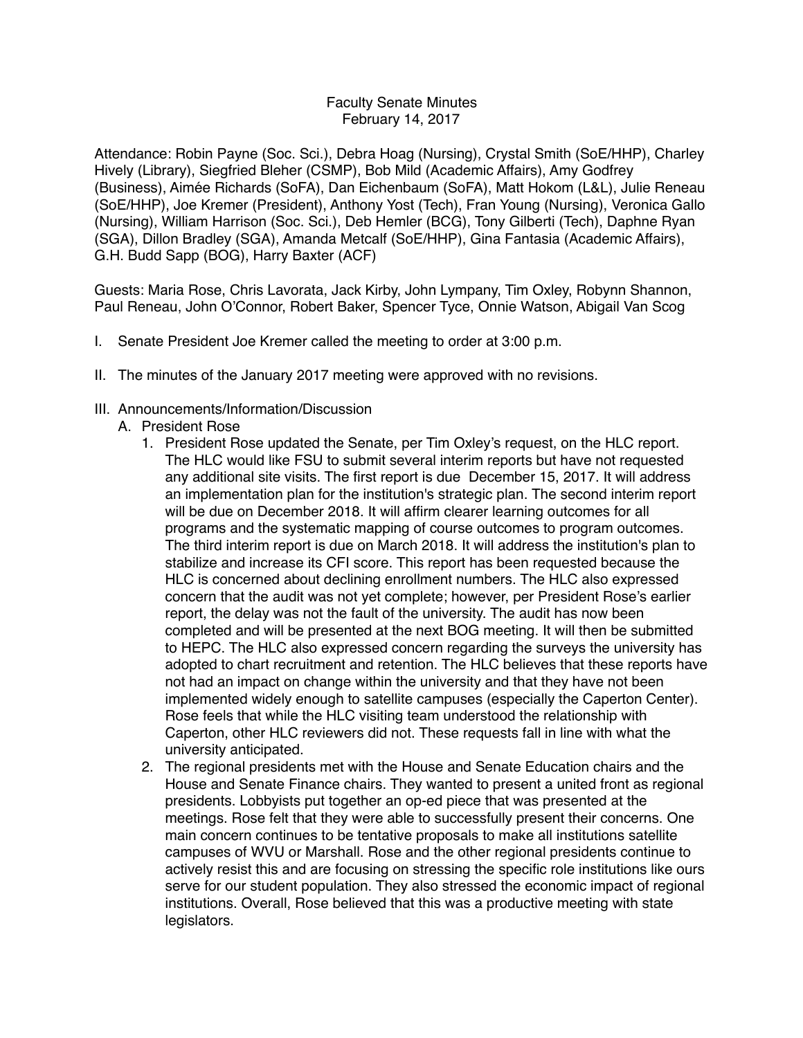# Faculty Senate Minutes
February 14, 2017

Attendance: Robin Payne (Soc. Sci.), Debra Hoag (Nursing), Crystal Smith (SoE/HHP), Charley Hively (Library), Siegfried Bleher (CSMP), Bob Mild (Academic Affairs), Amy Godfrey (Business), Aimée Richards (SoFA), Dan Eichenbaum (SoFA), Matt Hokom (L&L), Julie Reneau (SoE/HHP), Joe Kremer (President), Anthony Yost (Tech), Fran Young (Nursing), Veronica Gallo (Nursing), William Harrison (Soc. Sci.), Deb Hemler (BCG), Tony Gilberti (Tech), Daphne Ryan (SGA), Dillon Bradley (SGA), Amanda Metcalf (SoE/HHP), Gina Fantasia (Academic Affairs), G.H. Budd Sapp (BOG), Harry Baxter (ACF)

Guests: Maria Rose, Chris Lavorata, Jack Kirby, John Lympany, Tim Oxley, Robynn Shannon, Paul Reneau, John O'Connor, Robert Baker, Spencer Tyce, Onnie Watson, Abigail Van Scog

I. Senate President Joe Kremer called the meeting to order at 3:00 p.m.

II. The minutes of the January 2017 meeting were approved with no revisions.

III. Announcements/Information/Discussion

  A. President Rose

    1. President Rose updated the Senate, per Tim Oxley's request, on the HLC report. The HLC would like FSU to submit several interim reports but have not requested any additional site visits. The first report is due December 15, 2017. It will address an implementation plan for the institution's strategic plan. The second interim report will be due on December 2018. It will affirm clearer learning outcomes for all programs and the systematic mapping of course outcomes to program outcomes. The third interim report is due on March 2018. It will address the institution's plan to stabilize and increase its CFI score. This report has been requested because the HLC is concerned about declining enrollment numbers. The HLC also expressed concern that the audit was not yet complete; however, per President Rose's earlier report, the delay was not the fault of the university. The audit has now been completed and will be presented at the next BOG meeting. It will then be submitted to HEPC. The HLC also expressed concern regarding the surveys the university has adopted to chart recruitment and retention. The HLC believes that these reports have not had an impact on change within the university and that they have not been implemented widely enough to satellite campuses (especially the Caperton Center). Rose feels that while the HLC visiting team understood the relationship with Caperton, other HLC reviewers did not. These requests fall in line with what the university anticipated.

    2. The regional presidents met with the House and Senate Education chairs and the House and Senate Finance chairs. They wanted to present a united front as regional presidents. Lobbyists put together an op-ed piece that was presented at the meetings. Rose felt that they were able to successfully present their concerns. One main concern continues to be tentative proposals to make all institutions satellite campuses of WVU or Marshall. Rose and the other regional presidents continue to actively resist this and are focusing on stressing the specific role institutions like ours serve for our student population. They also stressed the economic impact of regional institutions. Overall, Rose believed that this was a productive meeting with state legislators.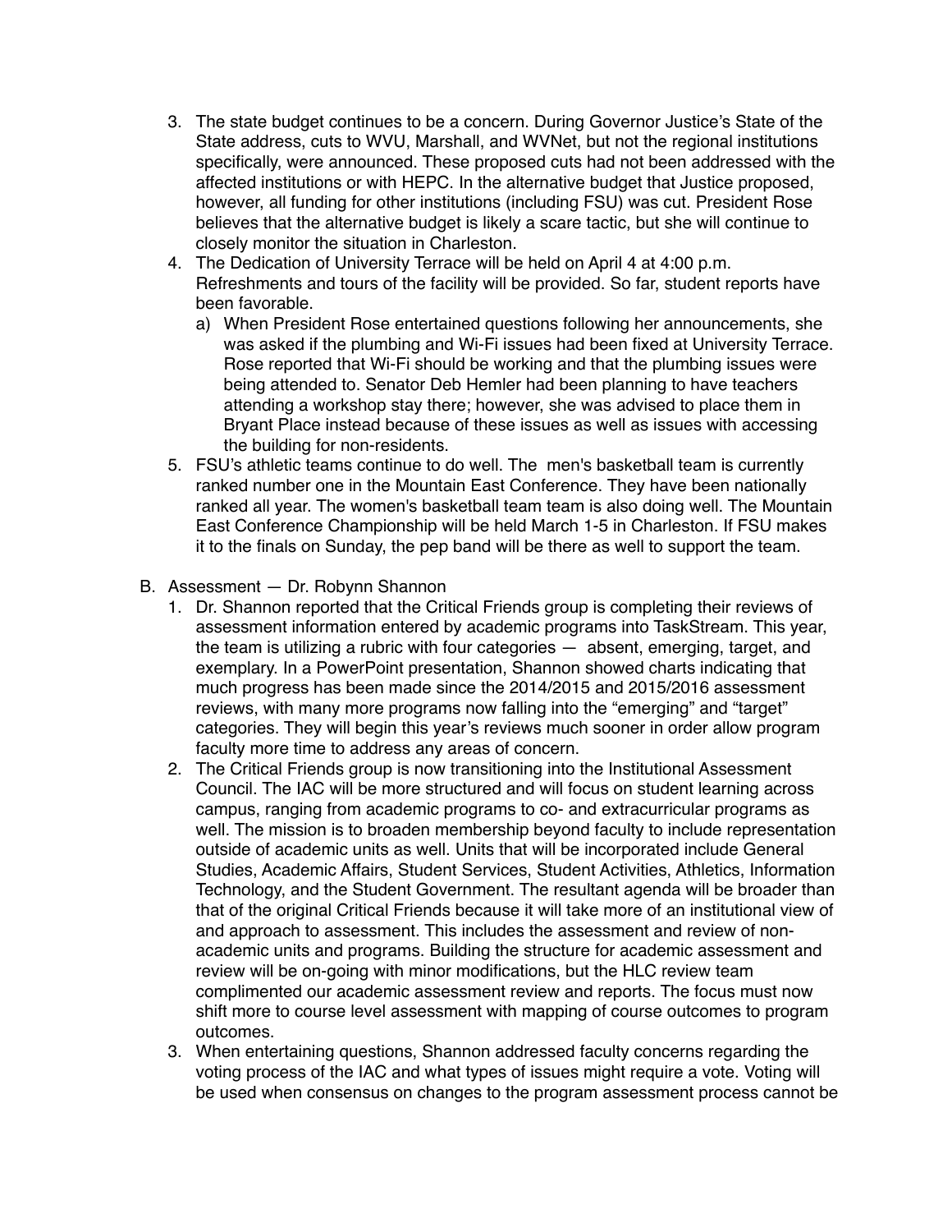3. The state budget continues to be a concern. During Governor Justice's State of the State address, cuts to WVU, Marshall, and WVNet, but not the regional institutions specifically, were announced. These proposed cuts had not been addressed with the affected institutions or with HEPC. In the alternative budget that Justice proposed, however, all funding for other institutions (including FSU) was cut. President Rose believes that the alternative budget is likely a scare tactic, but she will continue to closely monitor the situation in Charleston.
4. The Dedication of University Terrace will be held on April 4 at 4:00 p.m. Refreshments and tours of the facility will be provided. So far, student reports have been favorable.
    a) When President Rose entertained questions following her announcements, she was asked if the plumbing and Wi-Fi issues had been fixed at University Terrace. Rose reported that Wi-Fi should be working and that the plumbing issues were being attended to. Senator Deb Hemler had been planning to have teachers attending a workshop stay there; however, she was advised to place them in Bryant Place instead because of these issues as well as issues with accessing the building for non-residents.
5. FSU's athletic teams continue to do well. The men's basketball team is currently ranked number one in the Mountain East Conference. They have been nationally ranked all year. The women's basketball team team is also doing well. The Mountain East Conference Championship will be held March 1-5 in Charleston. If FSU makes it to the finals on Sunday, the pep band will be there as well to support the team.

B. Assessment — Dr. Robynn Shannon
1. Dr. Shannon reported that the Critical Friends group is completing their reviews of assessment information entered by academic programs into TaskStream. This year, the team is utilizing a rubric with four categories — absent, emerging, target, and exemplary. In a PowerPoint presentation, Shannon showed charts indicating that much progress has been made since the 2014/2015 and 2015/2016 assessment reviews, with many more programs now falling into the "emerging" and "target" categories. They will begin this year's reviews much sooner in order allow program faculty more time to address any areas of concern.
2. The Critical Friends group is now transitioning into the Institutional Assessment Council. The IAC will be more structured and will focus on student learning across campus, ranging from academic programs to co- and extracurricular programs as well. The mission is to broaden membership beyond faculty to include representation outside of academic units as well. Units that will be incorporated include General Studies, Academic Affairs, Student Services, Student Activities, Athletics, Information Technology, and the Student Government. The resultant agenda will be broader than that of the original Critical Friends because it will take more of an institutional view of and approach to assessment. This includes the assessment and review of non-academic units and programs. Building the structure for academic assessment and review will be on-going with minor modifications, but the HLC review team complimented our academic assessment review and reports. The focus must now shift more to course level assessment with mapping of course outcomes to program outcomes.
3. When entertaining questions, Shannon addressed faculty concerns regarding the voting process of the IAC and what types of issues might require a vote. Voting will be used when consensus on changes to the program assessment process cannot be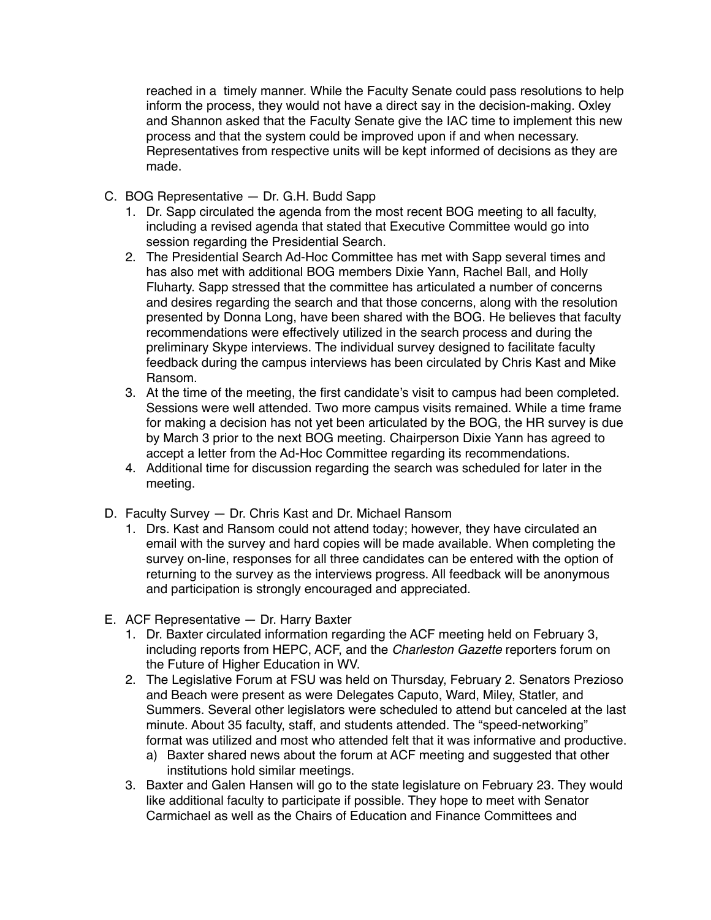reached in a timely manner. While the Faculty Senate could pass resolutions to help inform the process, they would not have a direct say in the decision-making. Oxley and Shannon asked that the Faculty Senate give the IAC time to implement this new process and that the system could be improved upon if and when necessary. Representatives from respective units will be kept informed of decisions as they are made.

C. BOG Representative — Dr. G.H. Budd Sapp
   1. Dr. Sapp circulated the agenda from the most recent BOG meeting to all faculty, including a revised agenda that stated that Executive Committee would go into session regarding the Presidential Search.
   2. The Presidential Search Ad-Hoc Committee has met with Sapp several times and has also met with additional BOG members Dixie Yann, Rachel Ball, and Holly Fluharty. Sapp stressed that the committee has articulated a number of concerns and desires regarding the search and that those concerns, along with the resolution presented by Donna Long, have been shared with the BOG. He believes that faculty recommendations were effectively utilized in the search process and during the preliminary Skype interviews. The individual survey designed to facilitate faculty feedback during the campus interviews has been circulated by Chris Kast and Mike Ransom.
   3. At the time of the meeting, the first candidate's visit to campus had been completed. Sessions were well attended. Two more campus visits remained. While a time frame for making a decision has not yet been articulated by the BOG, the HR survey is due by March 3 prior to the next BOG meeting. Chairperson Dixie Yann has agreed to accept a letter from the Ad-Hoc Committee regarding its recommendations.
   4. Additional time for discussion regarding the search was scheduled for later in the meeting.

D. Faculty Survey — Dr. Chris Kast and Dr. Michael Ransom
   1. Drs. Kast and Ransom could not attend today; however, they have circulated an email with the survey and hard copies will be made available. When completing the survey on-line, responses for all three candidates can be entered with the option of returning to the survey as the interviews progress. All feedback will be anonymous and participation is strongly encouraged and appreciated.

E. ACF Representative — Dr. Harry Baxter
   1. Dr. Baxter circulated information regarding the ACF meeting held on February 3, including reports from HEPC, ACF, and the *Charleston Gazette* reporters forum on the Future of Higher Education in WV.
   2. The Legislative Forum at FSU was held on Thursday, February 2. Senators Prezioso and Beach were present as were Delegates Caputo, Ward, Miley, Statler, and Summers. Several other legislators were scheduled to attend but canceled at the last minute. About 35 faculty, staff, and students attended. The "speed-networking" format was utilized and most who attended felt that it was informative and productive.
      a) Baxter shared news about the forum at ACF meeting and suggested that other institutions hold similar meetings.
   3. Baxter and Galen Hansen will go to the state legislature on February 23. They would like additional faculty to participate if possible. They hope to meet with Senator Carmichael as well as the Chairs of Education and Finance Committees and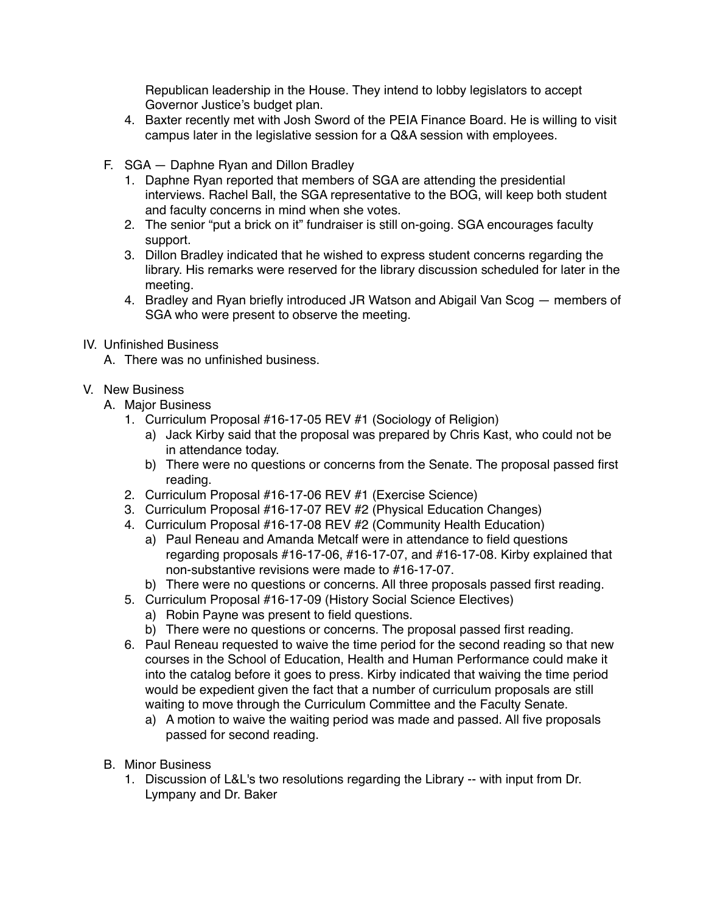Republican leadership in the House. They intend to lobby legislators to accept Governor Justice's budget plan.

4. Baxter recently met with Josh Sword of the PEIA Finance Board. He is willing to visit campus later in the legislative session for a Q&A session with employees.

F. SGA — Daphne Ryan and Dillon Bradley
   1. Daphne Ryan reported that members of SGA are attending the presidential interviews. Rachel Ball, the SGA representative to the BOG, will keep both student and faculty concerns in mind when she votes.
   2. The senior "put a brick on it" fundraiser is still on-going. SGA encourages faculty support.
   3. Dillon Bradley indicated that he wished to express student concerns regarding the library. His remarks were reserved for the library discussion scheduled for later in the meeting.
   4. Bradley and Ryan briefly introduced JR Watson and Abigail Van Scog — members of SGA who were present to observe the meeting.

IV. Unfinished Business
   A. There was no unfinished business.

V. New Business
   A. Major Business
      1. Curriculum Proposal #16-17-05 REV #1 (Sociology of Religion)
         a) Jack Kirby said that the proposal was prepared by Chris Kast, who could not be in attendance today.
         b) There were no questions or concerns from the Senate. The proposal passed first reading.
      2. Curriculum Proposal #16-17-06 REV #1 (Exercise Science)
      3. Curriculum Proposal #16-17-07 REV #2 (Physical Education Changes)
      4. Curriculum Proposal #16-17-08 REV #2 (Community Health Education)
         a) Paul Reneau and Amanda Metcalf were in attendance to field questions regarding proposals #16-17-06, #16-17-07, and #16-17-08. Kirby explained that non-substantive revisions were made to #16-17-07.
         b) There were no questions or concerns. All three proposals passed first reading.
      5. Curriculum Proposal #16-17-09 (History Social Science Electives)
         a) Robin Payne was present to field questions.
         b) There were no questions or concerns. The proposal passed first reading.
      6. Paul Reneau requested to waive the time period for the second reading so that new courses in the School of Education, Health and Human Performance could make it into the catalog before it goes to press. Kirby indicated that waiving the time period would be expedient given the fact that a number of curriculum proposals are still waiting to move through the Curriculum Committee and the Faculty Senate.
         a) A motion to waive the waiting period was made and passed. All five proposals passed for second reading.
   B. Minor Business
      1. Discussion of L&L's two resolutions regarding the Library -- with input from Dr. Lympany and Dr. Baker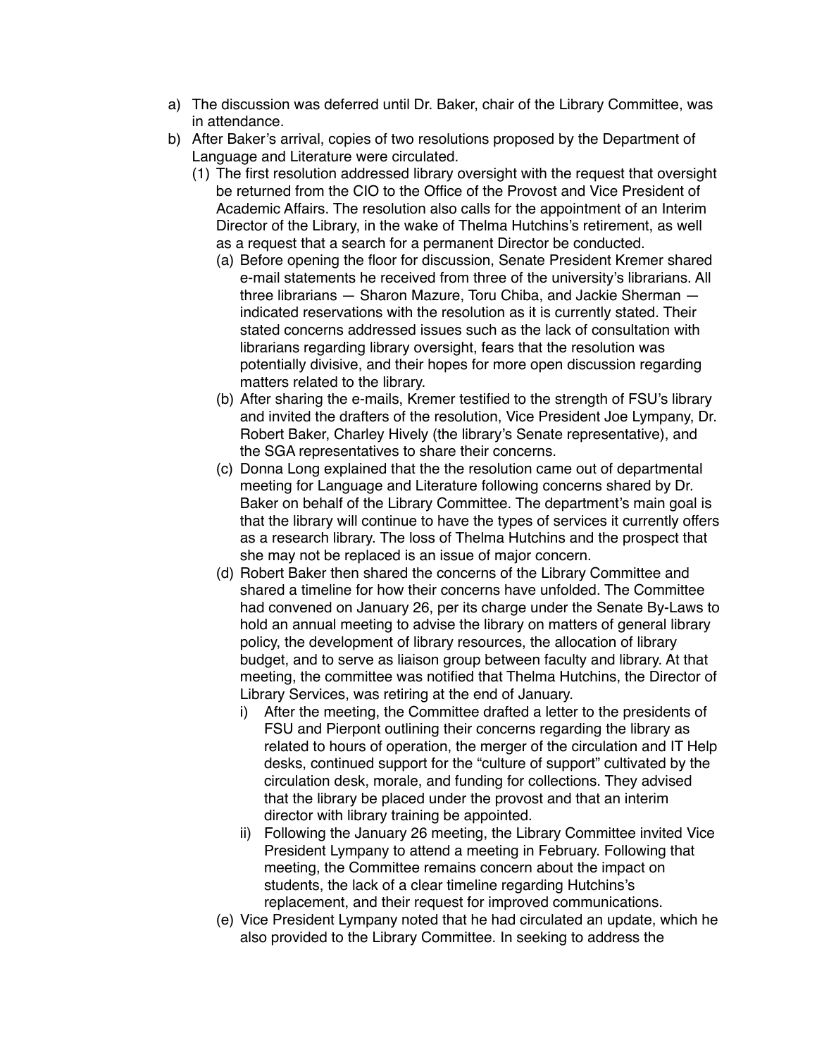a) The discussion was deferred until Dr. Baker, chair of the Library Committee, was in attendance.
b) After Baker's arrival, copies of two resolutions proposed by the Department of Language and Literature were circulated.
   (1) The first resolution addressed library oversight with the request that oversight be returned from the CIO to the Office of the Provost and Vice President of Academic Affairs. The resolution also calls for the appointment of an Interim Director of the Library, in the wake of Thelma Hutchins's retirement, as well as a request that a search for a permanent Director be conducted.
      (a) Before opening the floor for discussion, Senate President Kremer shared e-mail statements he received from three of the university's librarians. All three librarians — Sharon Mazure, Toru Chiba, and Jackie Sherman — indicated reservations with the resolution as it is currently stated. Their stated concerns addressed issues such as the lack of consultation with librarians regarding library oversight, fears that the resolution was potentially divisive, and their hopes for more open discussion regarding matters related to the library.
      (b) After sharing the e-mails, Kremer testified to the strength of FSU's library and invited the drafters of the resolution, Vice President Joe Lympany, Dr. Robert Baker, Charley Hively (the library's Senate representative), and the SGA representatives to share their concerns.
      (c) Donna Long explained that the the resolution came out of departmental meeting for Language and Literature following concerns shared by Dr. Baker on behalf of the Library Committee. The department's main goal is that the library will continue to have the types of services it currently offers as a research library. The loss of Thelma Hutchins and the prospect that she may not be replaced is an issue of major concern.
      (d) Robert Baker then shared the concerns of the Library Committee and shared a timeline for how their concerns have unfolded. The Committee had convened on January 26, per its charge under the Senate By-Laws to hold an annual meeting to advise the library on matters of general library policy, the development of library resources, the allocation of library budget, and to serve as liaison group between faculty and library. At that meeting, the committee was notified that Thelma Hutchins, the Director of Library Services, was retiring at the end of January.
         i) After the meeting, the Committee drafted a letter to the presidents of FSU and Pierpont outlining their concerns regarding the library as related to hours of operation, the merger of the circulation and IT Help desks, continued support for the "culture of support" cultivated by the circulation desk, morale, and funding for collections. They advised that the library be placed under the provost and that an interim director with library training be appointed.
         ii) Following the January 26 meeting, the Library Committee invited Vice President Lympany to attend a meeting in February. Following that meeting, the Committee remains concern about the impact on students, the lack of a clear timeline regarding Hutchins's replacement, and their request for improved communications.
      (e) Vice President Lympany noted that he had circulated an update, which he also provided to the Library Committee. In seeking to address the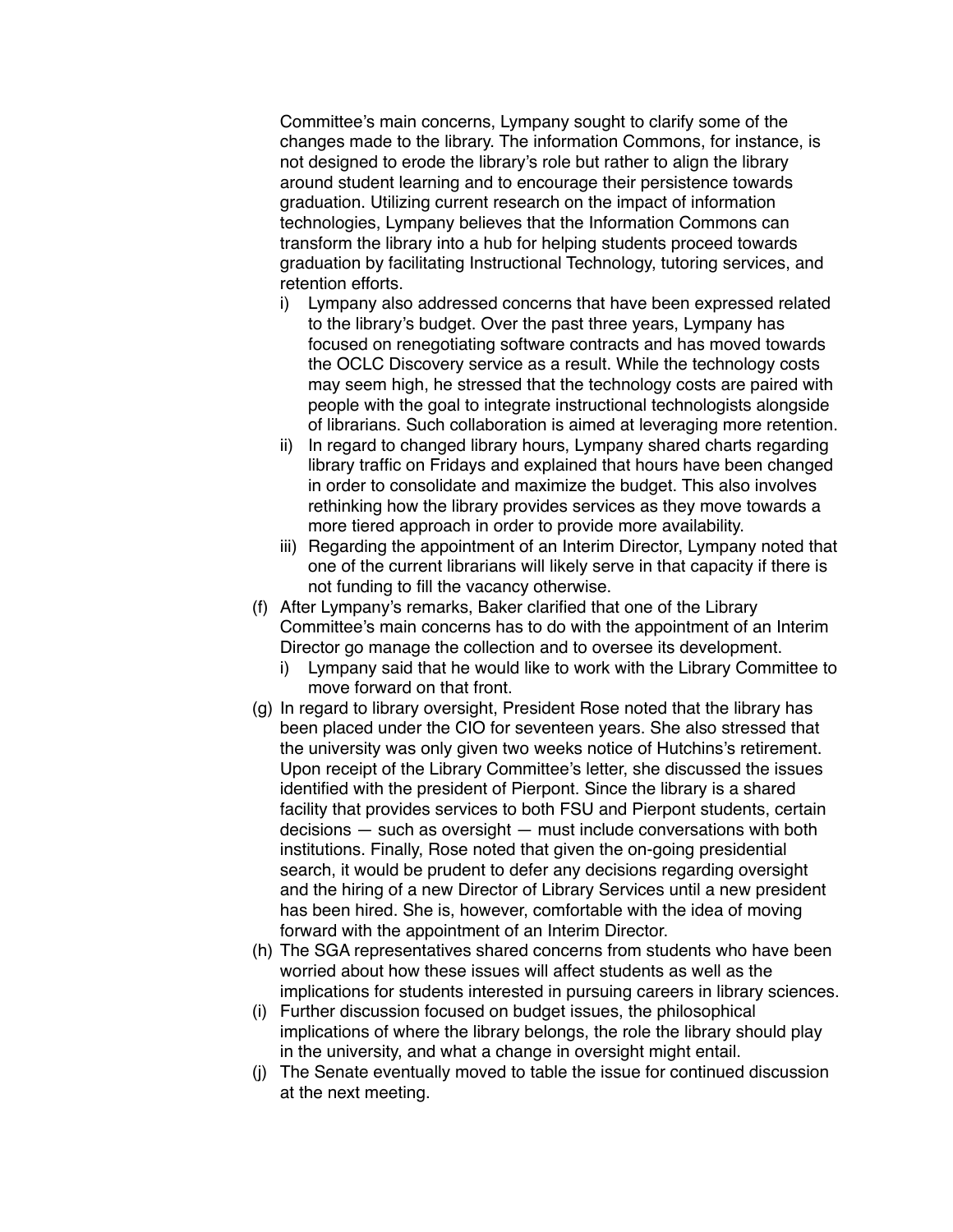Committee's main concerns, Lympany sought to clarify some of the changes made to the library. The information Commons, for instance, is not designed to erode the library's role but rather to align the library around student learning and to encourage their persistence towards graduation. Utilizing current research on the impact of information technologies, Lympany believes that the Information Commons can transform the library into a hub for helping students proceed towards graduation by facilitating Instructional Technology, tutoring services, and retention efforts.

   i) Lympany also addressed concerns that have been expressed related to the library's budget. Over the past three years, Lympany has focused on renegotiating software contracts and has moved towards the OCLC Discovery service as a result. While the technology costs may seem high, he stressed that the technology costs are paired with people with the goal to integrate instructional technologists alongside of librarians. Such collaboration is aimed at leveraging more retention.
   ii) In regard to changed library hours, Lympany shared charts regarding library traffic on Fridays and explained that hours have been changed in order to consolidate and maximize the budget. This also involves rethinking how the library provides services as they move towards a more tiered approach in order to provide more availability.
   iii) Regarding the appointment of an Interim Director, Lympany noted that one of the current librarians will likely serve in that capacity if there is not funding to fill the vacancy otherwise.

(f) After Lympany's remarks, Baker clarified that one of the Library Committee's main concerns has to do with the appointment of an Interim Director go manage the collection and to oversee its development.
   i) Lympany said that he would like to work with the Library Committee to move forward on that front.

(g) In regard to library oversight, President Rose noted that the library has been placed under the CIO for seventeen years. She also stressed that the university was only given two weeks notice of Hutchins's retirement. Upon receipt of the Library Committee's letter, she discussed the issues identified with the president of Pierpont. Since the library is a shared facility that provides services to both FSU and Pierpont students, certain decisions — such as oversight — must include conversations with both institutions. Finally, Rose noted that given the on-going presidential search, it would be prudent to defer any decisions regarding oversight and the hiring of a new Director of Library Services until a new president has been hired. She is, however, comfortable with the idea of moving forward with the appointment of an Interim Director.

(h) The SGA representatives shared concerns from students who have been worried about how these issues will affect students as well as the implications for students interested in pursuing careers in library sciences.

(i) Further discussion focused on budget issues, the philosophical implications of where the library belongs, the role the library should play in the university, and what a change in oversight might entail.

(j) The Senate eventually moved to table the issue for continued discussion at the next meeting.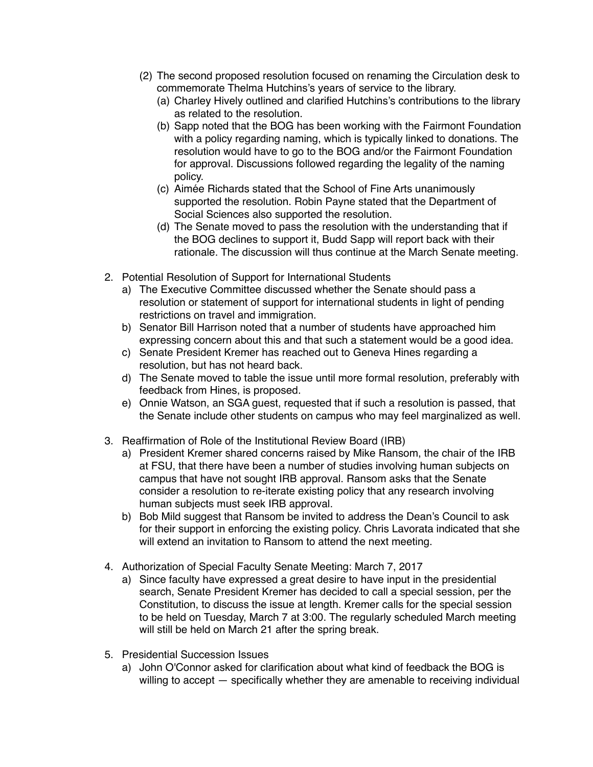(2) The second proposed resolution focused on renaming the Circulation desk to commemorate Thelma Hutchins's years of service to the library.
   (a) Charley Hively outlined and clarified Hutchins's contributions to the library as related to the resolution.
   (b) Sapp noted that the BOG has been working with the Fairmont Foundation with a policy regarding naming, which is typically linked to donations. The resolution would have to go to the BOG and/or the Fairmont Foundation for approval. Discussions followed regarding the legality of the naming policy.
   (c) Aimée Richards stated that the School of Fine Arts unanimously supported the resolution. Robin Payne stated that the Department of Social Sciences also supported the resolution.
   (d) The Senate moved to pass the resolution with the understanding that if the BOG declines to support it, Budd Sapp will report back with their rationale. The discussion will thus continue at the March Senate meeting.

2. Potential Resolution of Support for International Students
   a) The Executive Committee discussed whether the Senate should pass a resolution or statement of support for international students in light of pending restrictions on travel and immigration.
   b) Senator Bill Harrison noted that a number of students have approached him expressing concern about this and that such a statement would be a good idea.
   c) Senate President Kremer has reached out to Geneva Hines regarding a resolution, but has not heard back.
   d) The Senate moved to table the issue until more formal resolution, preferably with feedback from Hines, is proposed.
   e) Onnie Watson, an SGA guest, requested that if such a resolution is passed, that the Senate include other students on campus who may feel marginalized as well.

3. Reaffirmation of Role of the Institutional Review Board (IRB)
   a) President Kremer shared concerns raised by Mike Ransom, the chair of the IRB at FSU, that there have been a number of studies involving human subjects on campus that have not sought IRB approval. Ransom asks that the Senate consider a resolution to re-iterate existing policy that any research involving human subjects must seek IRB approval.
   b) Bob Mild suggest that Ransom be invited to address the Dean's Council to ask for their support in enforcing the existing policy. Chris Lavorata indicated that she will extend an invitation to Ransom to attend the next meeting.

4. Authorization of Special Faculty Senate Meeting: March 7, 2017
   a) Since faculty have expressed a great desire to have input in the presidential search, Senate President Kremer has decided to call a special session, per the Constitution, to discuss the issue at length. Kremer calls for the special session to be held on Tuesday, March 7 at 3:00. The regularly scheduled March meeting will still be held on March 21 after the spring break.

5. Presidential Succession Issues
   a) John O'Connor asked for clarification about what kind of feedback the BOG is willing to accept — specifically whether they are amenable to receiving individual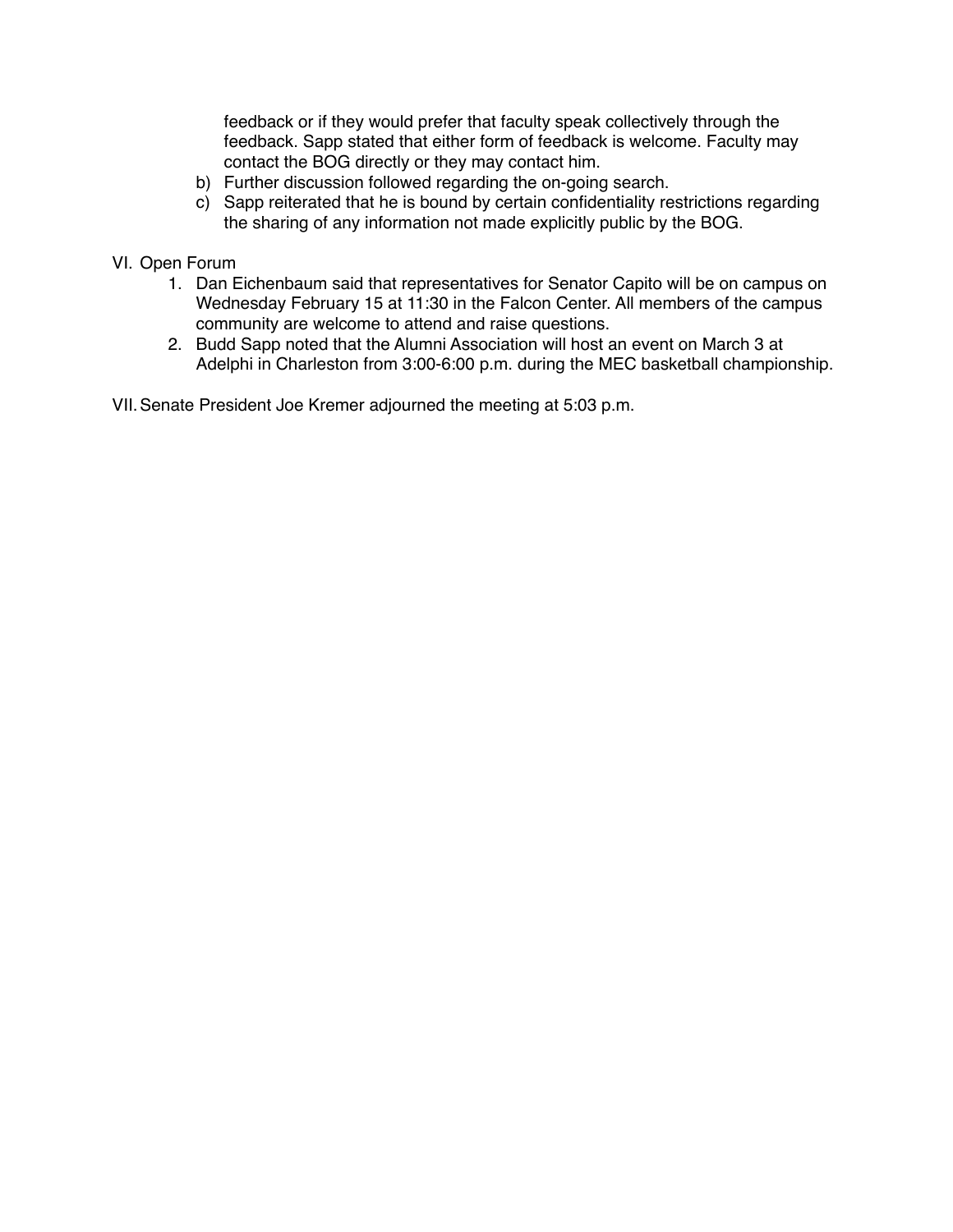feedback or if they would prefer that faculty speak collectively through the feedback. Sapp stated that either form of feedback is welcome. Faculty may contact the BOG directly or they may contact him.

b) Further discussion followed regarding the on-going search.

c) Sapp reiterated that he is bound by certain confidentiality restrictions regarding the sharing of any information not made explicitly public by the BOG.

VI. Open Forum

1. Dan Eichenbaum said that representatives for Senator Capito will be on campus on Wednesday February 15 at 11:30 in the Falcon Center. All members of the campus community are welcome to attend and raise questions.
2. Budd Sapp noted that the Alumni Association will host an event on March 3 at Adelphi in Charleston from 3:00-6:00 p.m. during the MEC basketball championship.

VII. Senate President Joe Kremer adjourned the meeting at 5:03 p.m.